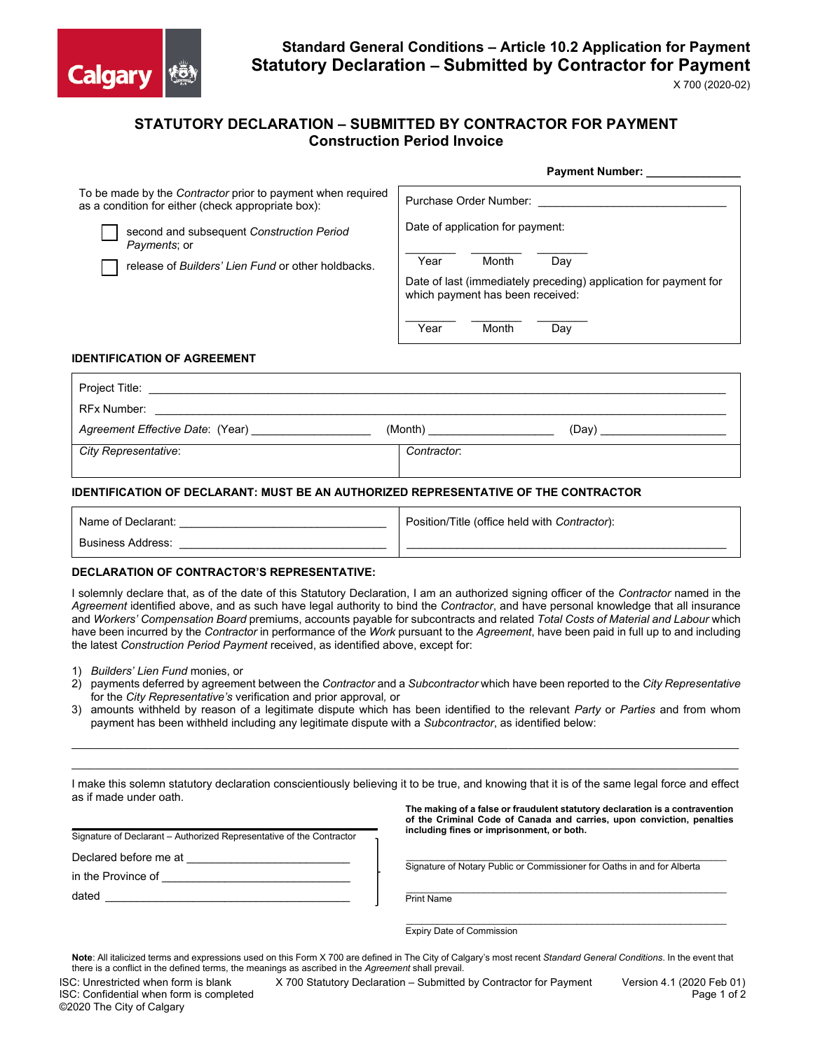**Standard General Conditions – Article 10.2 Application for Payment**
**Statutory Declaration – Submitted by Contractor for Payment**
X 700 (2020-02)

# STATUTORY DECLARATION – SUBMITTED BY CONTRACTOR FOR PAYMENT
## Construction Period Invoice

**Payment Number:** _______________

To be made by the *Contractor* prior to payment when required as a condition for either (check appropriate box):

- ☐ second and subsequent *Construction Period Payments*; or
- ☐ release of *Builders' Lien Fund* or other holdbacks.

Purchase Order Number: ______________________________

Date of application for payment:

________ ________ ________
Year Month Day

Date of last (immediately preceding) application for payment for which payment has been received:

________ ________ ________
Year Month Day

### IDENTIFICATION OF AGREEMENT

Project Title: ______________________________________________________________

RFx Number: ______________________________________________________________

*Agreement Effective Date*: (Year) __________________ (Month) ___________________ (Day) ___________________

| *City Representative*: | *Contractor*: |
|---|---|

### IDENTIFICATION OF DECLARANT: MUST BE AN AUTHORIZED REPRESENTATIVE OF THE CONTRACTOR

| Name of Declarant: ________________________________ | Position/Title (office held with *Contractor*): |
|---|---|
| Business Address: ________________________________ | ________________________________________________ |

### DECLARATION OF CONTRACTOR'S REPRESENTATIVE:

I solemnly declare that, as of the date of this Statutory Declaration, I am an authorized signing officer of the *Contractor* named in the *Agreement* identified above, and as such have legal authority to bind the *Contractor*, and have personal knowledge that all insurance and *Workers' Compensation Board* premiums, accounts payable for subcontracts and related *Total Costs of Material and Labour* which have been incurred by the *Contractor* in performance of the *Work* pursuant to the *Agreement*, have been paid in full up to and including the latest *Construction Period Payment* received, as identified above, except for:

1) *Builders' Lien Fund* monies, or
2) payments deferred by agreement between the *Contractor* and a *Subcontractor* which have been reported to the *City Representative* for the *City Representative's* verification and prior approval, or
3) amounts withheld by reason of a legitimate dispute which has been identified to the relevant *Party* or *Parties* and from whom payment has been withheld including any legitimate dispute with a *Subcontractor*, as identified below:

____________________________________________________________________________________________

____________________________________________________________________________________________

I make this solemn statutory declaration conscientiously believing it to be true, and knowing that it is of the same legal force and effect as if made under oath.

**The making of a false or fraudulent statutory declaration is a contravention of the Criminal Code of Canada and carries, upon conviction, penalties including fines or imprisonment, or both.**

____________________________________________
Signature of Declarant – Authorized Representative of the Contractor

Declared before me at ____________________________

in the Province of ______________________________

dated ____________________________________________

____________________________________________
Signature of Notary Public or Commissioner for Oaths in and for Alberta

____________________________________________
Print Name

____________________________________________
Expiry Date of Commission

**Note**: All italicized terms and expressions used on this Form X 700 are defined in The City of Calgary's most recent *Standard General Conditions*. In the event that there is a conflict in the defined terms, the meanings as ascribed in the *Agreement* shall prevail.

ISC: Unrestricted when form is blank
ISC: Confidential when form is completed
©2020 The City of Calgary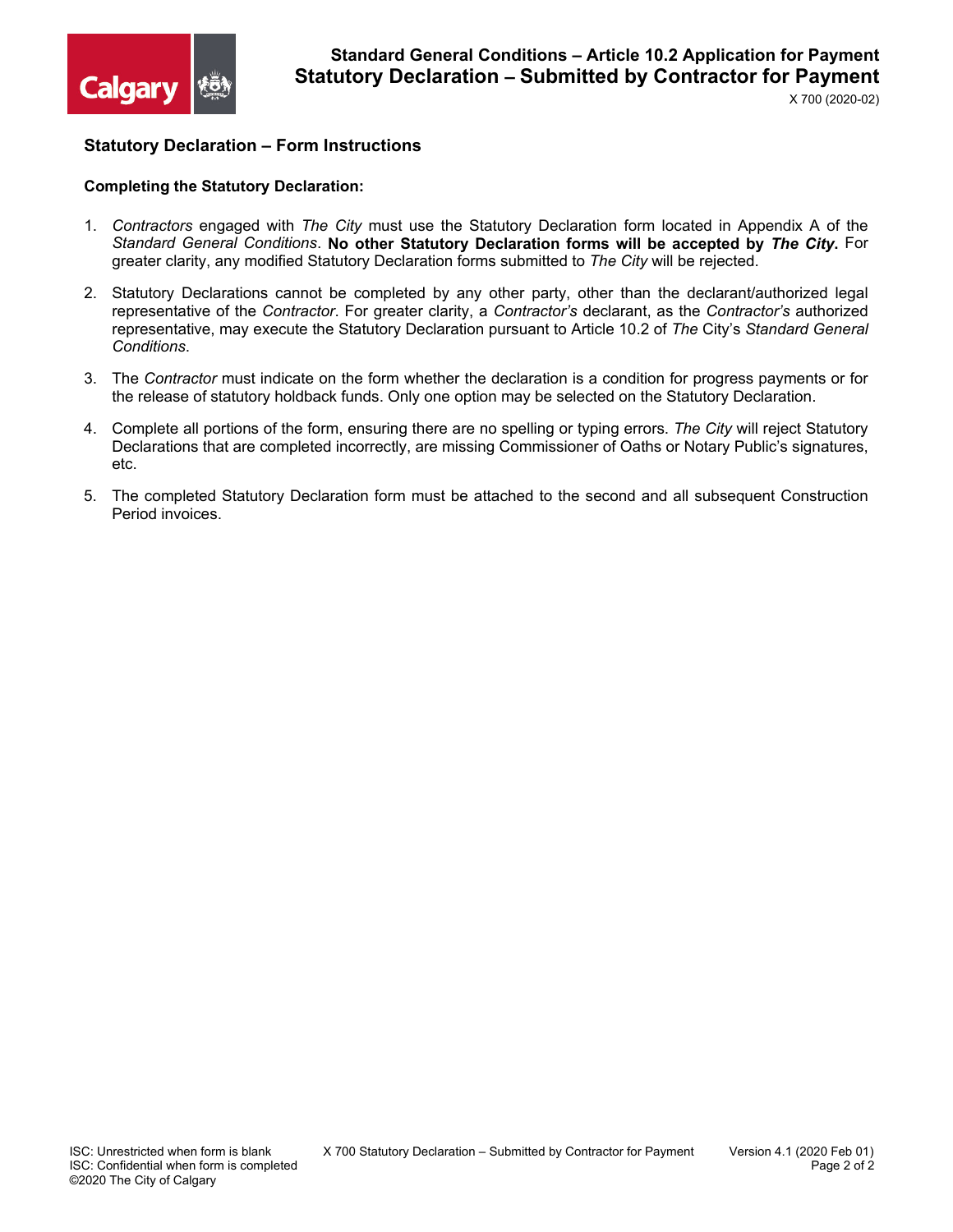## Statutory Declaration – Form Instructions

### Completing the Statutory Declaration:

1. *Contractors* engaged with *The City* must use the Statutory Declaration form located in Appendix A of the *Standard General Conditions*. **No other Statutory Declaration forms will be accepted by *The City*.** For greater clarity, any modified Statutory Declaration forms submitted to *The City* will be rejected.

2. Statutory Declarations cannot be completed by any other party, other than the declarant/authorized legal representative of the *Contractor*. For greater clarity, a *Contractor's* declarant, as the *Contractor's* authorized representative, may execute the Statutory Declaration pursuant to Article 10.2 of *The* City's *Standard General Conditions*.

3. The *Contractor* must indicate on the form whether the declaration is a condition for progress payments or for the release of statutory holdback funds. Only one option may be selected on the Statutory Declaration.

4. Complete all portions of the form, ensuring there are no spelling or typing errors. *The City* will reject Statutory Declarations that are completed incorrectly, are missing Commissioner of Oaths or Notary Public's signatures, etc.

5. The completed Statutory Declaration form must be attached to the second and all subsequent Construction Period invoices.